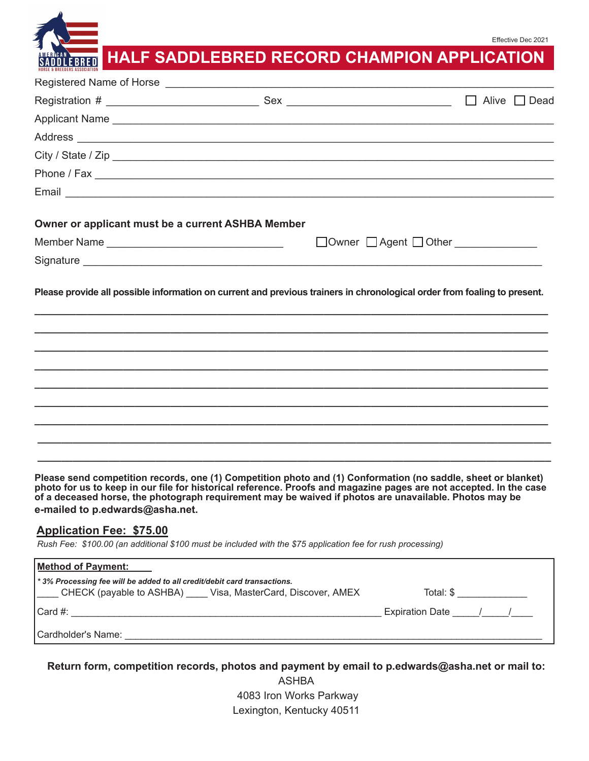Effective Dec 2021

# HALF SADDLEBRED RECORD CHAMPION APPLICATION

Registered Name of Horse ____________________________________________

Registration # ______________________ Sex ________________________ ☐ Alive ☐ Dead

Applicant Name ____________________________________________

Address ____________________________________________

City / State / Zip ____________________________________________

Phone / Fax ____________________________________________

Email ____________________________________________

**Owner or applicant must be a current ASHBA Member**

Member Name ____________________________ ☐Owner ☐ Agent ☐ Other ____________

Signature ____________________________________________

**Please provide all possible information on current and previous trainers in chronological order from foaling to present.**

____________________________________________

____________________________________________

____________________________________________

____________________________________________

____________________________________________

____________________________________________

____________________________________________

____________________________________________

____________________________________________

**Please send competition records, one (1) Competition photo and (1) Conformation (no saddle, sheet or blanket) photo for us to keep in our file for historical reference. Proofs and magazine pages are not accepted. In the case of a deceased horse, the photograph requirement may be waived if photos are unavailable. Photos may be e-mailed to p.edwards@asha.net.**

**Application Fee: $75.00**

*Rush Fee: $100.00 (an additional $100 must be included with the $75 application fee for rush processing)*

**Method of Payment:**

***\* 3% Processing fee will be added to all credit/debit card transactions.***

____ CHECK (payable to ASHBA) ____ Visa, MasterCard, Discover, AMEX Total: $ ____________

Card #: ________________________________________ Expiration Date _____/_____/____

Cardholder's Name: ____________________________________________

**Return form, competition records, photos and payment by email to p.edwards@asha.net or mail to:**

ASHBA
4083 Iron Works Parkway
Lexington, Kentucky 40511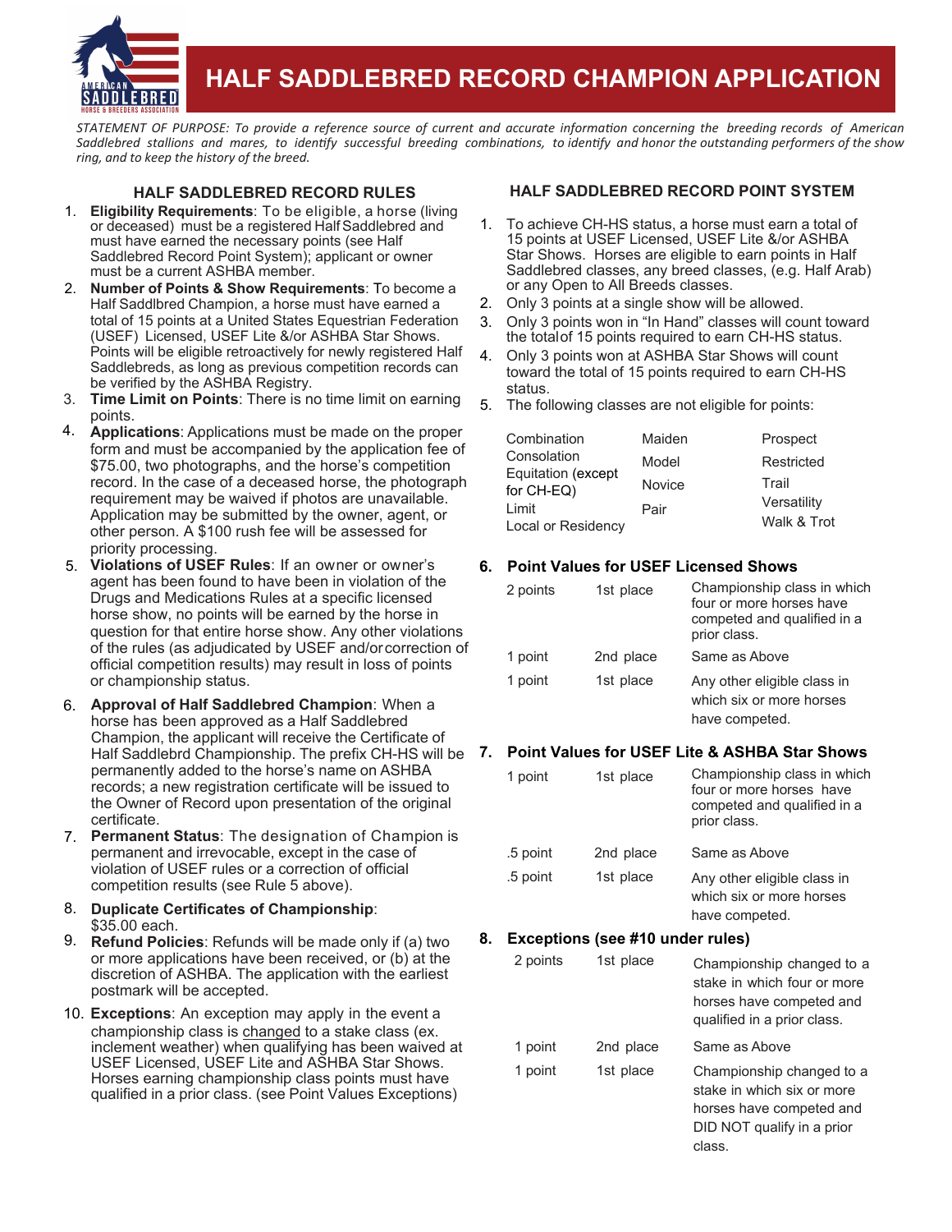# HALF SADDLEBRED RECORD CHAMPION APPLICATION

*STATEMENT OF PURPOSE: To provide a reference source of current and accurate information concerning the breeding records of American Saddlebred stallions and mares, to identify successful breeding combinations, to identify and honor the outstanding performers of the show ring, and to keep the history of the breed.*

## HALF SADDLEBRED RECORD RULES

1. **Eligibility Requirements**: To be eligible, a horse (living or deceased) must be a registered Half Saddlebred and must have earned the necessary points (see Half Saddlebred Record Point System); applicant or owner must be a current ASHBA member.
2. **Number of Points & Show Requirements**: To become a Half Saddlbred Champion, a horse must have earned a total of 15 points at a United States Equestrian Federation (USEF) Licensed, USEF Lite &/or ASHBA Star Shows. Points will be eligible retroactively for newly registered Half Saddlebreds, as long as previous competition records can be verified by the ASHBA Registry.
3. **Time Limit on Points**: There is no time limit on earning points.
4. **Applications**: Applications must be made on the proper form and must be accompanied by the application fee of $75.00, two photographs, and the horse's competition record. In the case of a deceased horse, the photograph requirement may be waived if photos are unavailable. Application may be submitted by the owner, agent, or other person. A $100 rush fee will be assessed for priority processing.
5. **Violations of USEF Rules**: If an owner or owner's agent has been found to have been in violation of the Drugs and Medications Rules at a specific licensed horse show, no points will be earned by the horse in question for that entire horse show. Any other violations of the rules (as adjudicated by USEF and/or correction of official competition results) may result in loss of points or championship status.
6. **Approval of Half Saddlebred Champion**: When a horse has been approved as a Half Saddlebred Champion, the applicant will receive the Certificate of Half Saddlebrd Championship. The prefix CH-HS will be permanently added to the horse's name on ASHBA records; a new registration certificate will be issued to the Owner of Record upon presentation of the original certificate.
7. **Permanent Status**: The designation of Champion is permanent and irrevocable, except in the case of violation of USEF rules or a correction of official competition results (see Rule 5 above).
8. **Duplicate Certificates of Championship**: $35.00 each.
9. **Refund Policies**: Refunds will be made only if (a) two or more applications have been received, or (b) at the discretion of ASHBA. The application with the earliest postmark will be accepted.
10. **Exceptions**: An exception may apply in the event a championship class is changed to a stake class (ex. inclement weather) when qualifying has been waived at USEF Licensed, USEF Lite and ASHBA Star Shows. Horses earning championship class points must have qualified in a prior class. (see Point Values Exceptions)

## HALF SADDLEBRED RECORD POINT SYSTEM

1. To achieve CH-HS status, a horse must earn a total of 15 points at USEF Licensed, USEF Lite &/or ASHBA Star Shows. Horses are eligible to earn points in Half Saddlebred classes, any breed classes, (e.g. Half Arab) or any Open to All Breeds classes.
2. Only 3 points at a single show will be allowed.
3. Only 3 points won in "In Hand" classes will count toward the total of 15 points required to earn CH-HS status.
4. Only 3 points won at ASHBA Star Shows will count toward the total of 15 points required to earn CH-HS status.
5. The following classes are not eligible for points:

| | | |
|---|---|---|
| Combination | Maiden | Prospect |
| Consolation | Model | Restricted |
| Equitation (except for CH-EQ) | Novice | Trail |
| Limit | Pair | Versatility |
| Local or Residency | | Walk & Trot |

### 6. Point Values for USEF Licensed Shows

| | | |
|---|---|---|
| 2 points | 1st place | Championship class in which four or more horses have competed and qualified in a prior class. |
| 1 point | 2nd place | Same as Above |
| 1 point | 1st place | Any other eligible class in which six or more horses have competed. |

### 7. Point Values for USEF Lite & ASHBA Star Shows

| | | |
|---|---|---|
| 1 point | 1st place | Championship class in which four or more horses have competed and qualified in a prior class. |
| .5 point | 2nd place | Same as Above |
| .5 point | 1st place | Any other eligible class in which six or more horses have competed. |

### 8. Exceptions (see #10 under rules)

| | | |
|---|---|---|
| 2 points | 1st place | Championship changed to a stake in which four or more horses have competed and qualified in a prior class. |
| 1 point | 2nd place | Same as Above |
| 1 point | 1st place | Championship changed to a stake in which six or more horses have competed and DID NOT qualify in a prior class. |